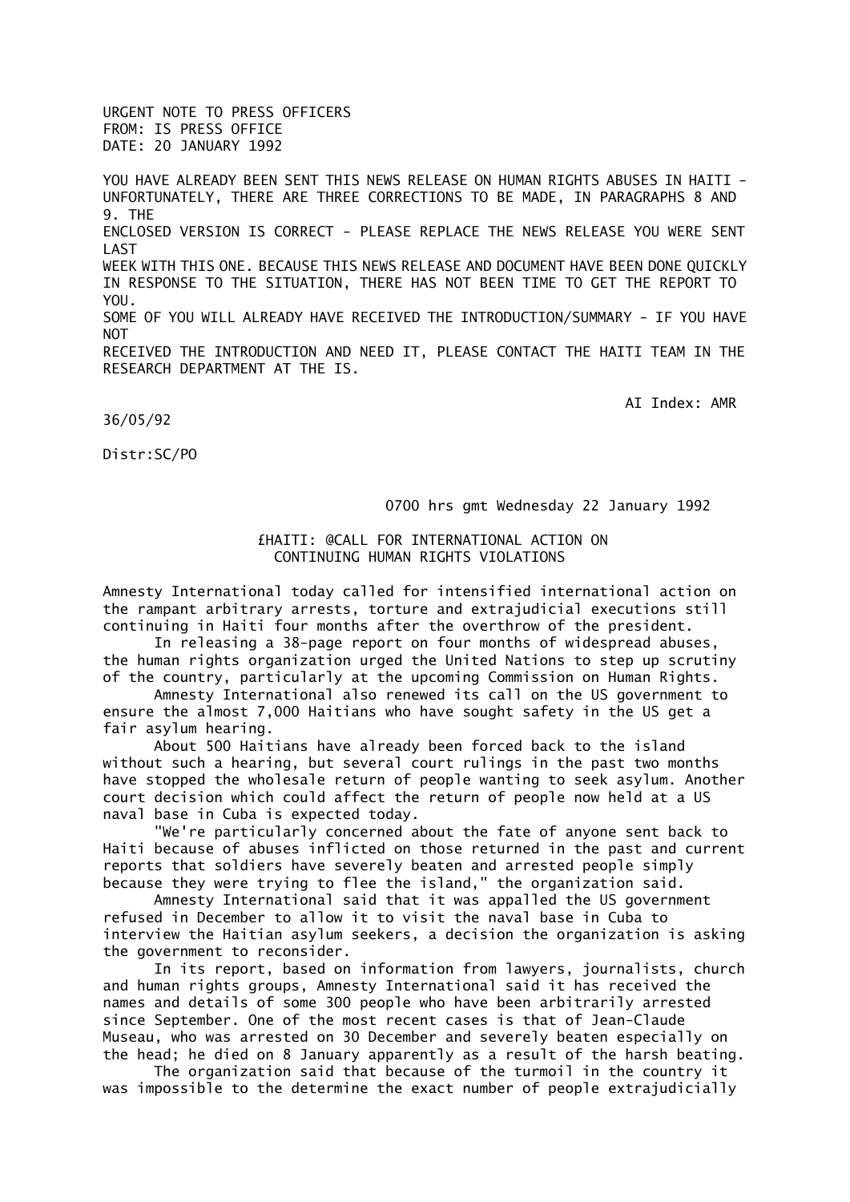URGENT NOTE TO PRESS OFFICERS
FROM: IS PRESS OFFICE
DATE: 20 JANUARY 1992

YOU HAVE ALREADY BEEN SENT THIS NEWS RELEASE ON HUMAN RIGHTS ABUSES IN HAITI - UNFORTUNATELY, THERE ARE THREE CORRECTIONS TO BE MADE, IN PARAGRAPHS 8 AND 9. THE ENCLOSED VERSION IS CORRECT - PLEASE REPLACE THE NEWS RELEASE YOU WERE SENT LAST WEEK WITH THIS ONE. BECAUSE THIS NEWS RELEASE AND DOCUMENT HAVE BEEN DONE QUICKLY IN RESPONSE TO THE SITUATION, THERE HAS NOT BEEN TIME TO GET THE REPORT TO YOU. SOME OF YOU WILL ALREADY HAVE RECEIVED THE INTRODUCTION/SUMMARY - IF YOU HAVE NOT RECEIVED THE INTRODUCTION AND NEED IT, PLEASE CONTACT THE HAITI TEAM IN THE RESEARCH DEPARTMENT AT THE IS.

AI Index: AMR 36/05/92

Distr:SC/PO

0700 hrs gmt Wednesday 22 January 1992

## £HAITI: @CALL FOR INTERNATIONAL ACTION ON CONTINUING HUMAN RIGHTS VIOLATIONS

Amnesty International today called for intensified international action on the rampant arbitrary arrests, torture and extrajudicial executions still continuing in Haiti four months after the overthrow of the president.

In releasing a 38-page report on four months of widespread abuses, the human rights organization urged the United Nations to step up scrutiny of the country, particularly at the upcoming Commission on Human Rights.

Amnesty International also renewed its call on the US government to ensure the almost 7,000 Haitians who have sought safety in the US get a fair asylum hearing.

About 500 Haitians have already been forced back to the island without such a hearing, but several court rulings in the past two months have stopped the wholesale return of people wanting to seek asylum. Another court decision which could affect the return of people now held at a US naval base in Cuba is expected today.

"We're particularly concerned about the fate of anyone sent back to Haiti because of abuses inflicted on those returned in the past and current reports that soldiers have severely beaten and arrested people simply because they were trying to flee the island," the organization said.

Amnesty International said that it was appalled the US government refused in December to allow it to visit the naval base in Cuba to interview the Haitian asylum seekers, a decision the organization is asking the government to reconsider.

In its report, based on information from lawyers, journalists, church and human rights groups, Amnesty International said it has received the names and details of some 300 people who have been arbitrarily arrested since September. One of the most recent cases is that of Jean-Claude Museau, who was arrested on 30 December and severely beaten especially on the head; he died on 8 January apparently as a result of the harsh beating.

The organization said that because of the turmoil in the country it was impossible to the determine the exact number of people extrajudicially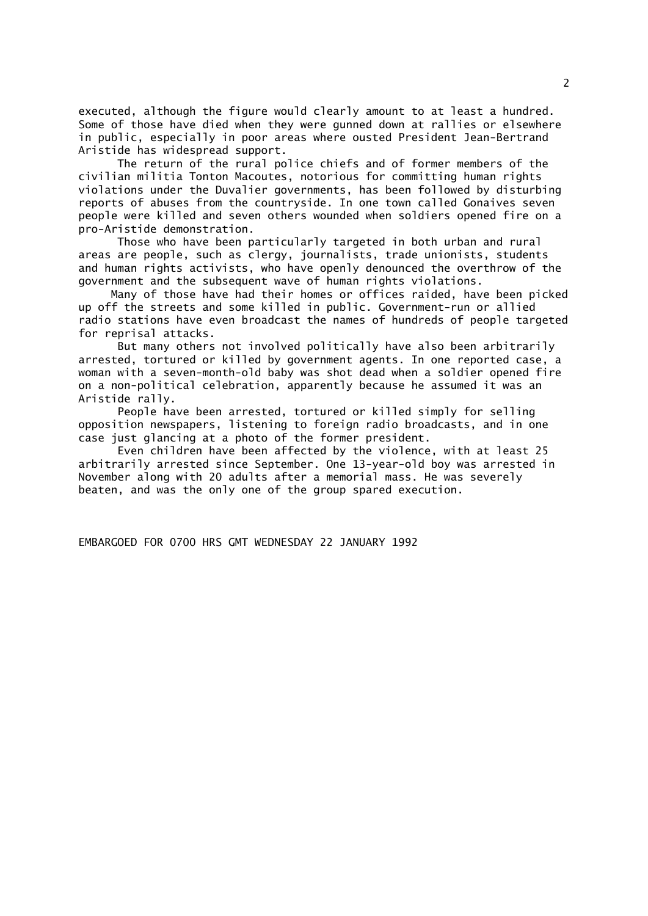executed, although the figure would clearly amount to at least a hundred. Some of those have died when they were gunned down at rallies or elsewhere in public, especially in poor areas where ousted President Jean-Bertrand Aristide has widespread support.

The return of the rural police chiefs and of former members of the civilian militia Tonton Macoutes, notorious for committing human rights violations under the Duvalier governments, has been followed by disturbing reports of abuses from the countryside. In one town called Gonaives seven people were killed and seven others wounded when soldiers opened fire on a pro-Aristide demonstration.

Those who have been particularly targeted in both urban and rural areas are people, such as clergy, journalists, trade unionists, students and human rights activists, who have openly denounced the overthrow of the government and the subsequent wave of human rights violations.

Many of those have had their homes or offices raided, have been picked up off the streets and some killed in public. Government-run or allied radio stations have even broadcast the names of hundreds of people targeted for reprisal attacks.

But many others not involved politically have also been arbitrarily arrested, tortured or killed by government agents. In one reported case, a woman with a seven-month-old baby was shot dead when a soldier opened fire on a non-political celebration, apparently because he assumed it was an Aristide rally.

People have been arrested, tortured or killed simply for selling opposition newspapers, listening to foreign radio broadcasts, and in one case just glancing at a photo of the former president.

Even children have been affected by the violence, with at least 25 arbitrarily arrested since September. One 13-year-old boy was arrested in November along with 20 adults after a memorial mass. He was severely beaten, and was the only one of the group spared execution.

EMBARGOED FOR 0700 HRS GMT WEDNESDAY 22 JANUARY 1992